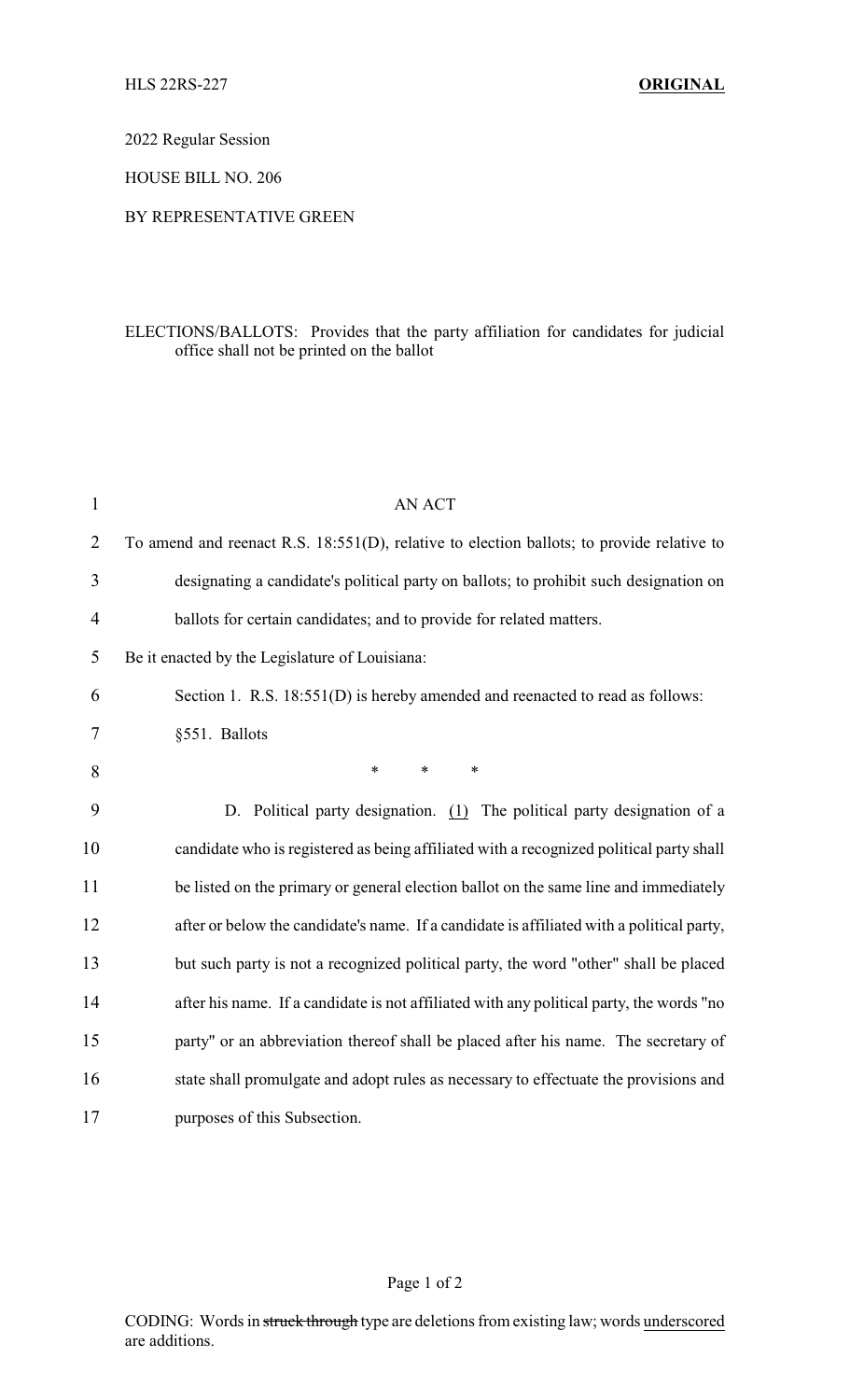HLS 22RS-227 **ORIGINAL**

2022 Regular Session

HOUSE BILL NO. 206

BY REPRESENTATIVE GREEN

ELECTIONS/BALLOTS: Provides that the party affiliation for candidates for judicial office shall not be printed on the ballot

AN ACT

To amend and reenact R.S. 18:551(D), relative to election ballots; to provide relative to designating a candidate's political party on ballots; to prohibit such designation on ballots for certain candidates; and to provide for related matters.

Be it enacted by the Legislature of Louisiana:

Section 1. R.S. 18:551(D) is hereby amended and reenacted to read as follows:

§551. Ballots

\* \* \*

D. Political party designation. <u>(1)</u> The political party designation of a candidate who is registered as being affiliated with a recognized political party shall be listed on the primary or general election ballot on the same line and immediately after or below the candidate's name. If a candidate is affiliated with a political party, but such party is not a recognized political party, the word "other" shall be placed after his name. If a candidate is not affiliated with any political party, the words "no party" or an abbreviation thereof shall be placed after his name. The secretary of state shall promulgate and adopt rules as necessary to effectuate the provisions and purposes of this Subsection.

CODING: Words in ~~struck through~~ type are deletions from existing law; words <u>underscored</u> are additions.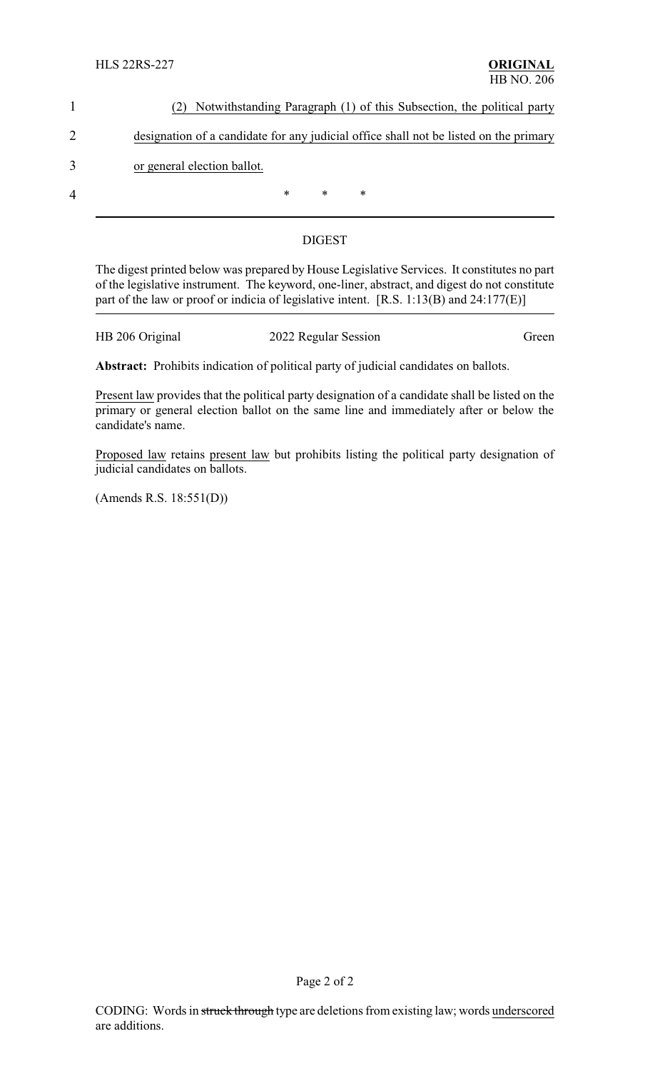1 (2) Notwithstanding Paragraph (1) of this Subsection, the political party
2 designation of a candidate for any judicial office shall not be listed on the primary
3 or general election ballot.

4 \* \* \*

---

## DIGEST

The digest printed below was prepared by House Legislative Services. It constitutes no part of the legislative instrument. The keyword, one-liner, abstract, and digest do not constitute part of the law or proof or indicia of legislative intent. [R.S. 1:13(B) and 24:177(E)]

| HB 206 Original | 2022 Regular Session | Green |
|---|---|---|

**Abstract:** Prohibits indication of political party of judicial candidates on ballots.

Present law provides that the political party designation of a candidate shall be listed on the primary or general election ballot on the same line and immediately after or below the candidate's name.

Proposed law retains present law but prohibits listing the political party designation of judicial candidates on ballots.

(Amends R.S. 18:551(D))

CODING: Words in ~~struck through~~ type are deletions from existing law; words underscored are additions.